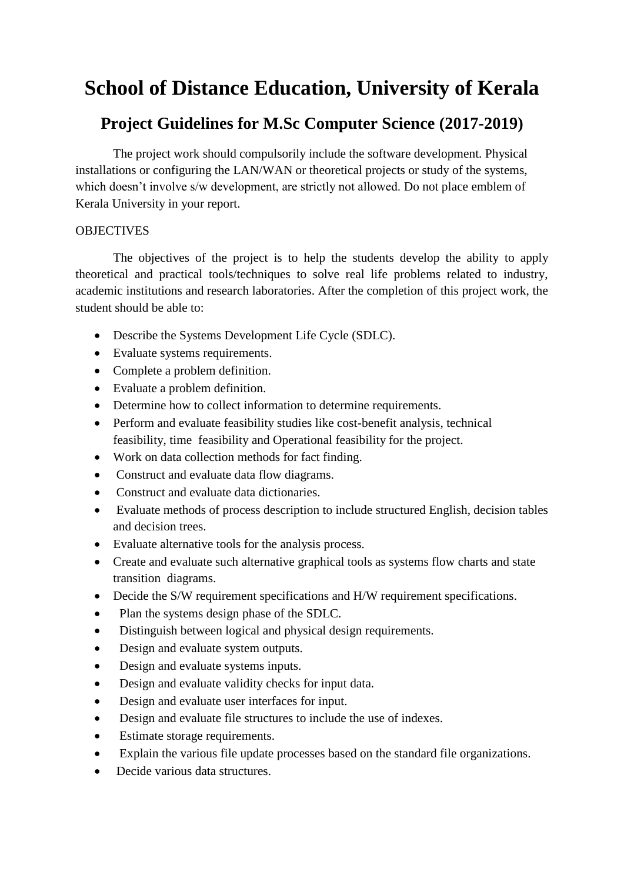# School of Distance Education, University of Kerala

## Project Guidelines for M.Sc Computer Science (2017-2019)

The project work should compulsorily include the software development. Physical installations or configuring the LAN/WAN or theoretical projects or study of the systems, which doesn't involve s/w development, are strictly not allowed. Do not place emblem of Kerala University in your report.

OBJECTIVES

The objectives of the project is to help the students develop the ability to apply theoretical and practical tools/techniques to solve real life problems related to industry, academic institutions and research laboratories. After the completion of this project work, the student should be able to:

- Describe the Systems Development Life Cycle (SDLC).
- Evaluate systems requirements.
- Complete a problem definition.
- Evaluate a problem definition.
- Determine how to collect information to determine requirements.
- Perform and evaluate feasibility studies like cost-benefit analysis, technical feasibility, time feasibility and Operational feasibility for the project.
- Work on data collection methods for fact finding.
- Construct and evaluate data flow diagrams.
- Construct and evaluate data dictionaries.
- Evaluate methods of process description to include structured English, decision tables and decision trees.
- Evaluate alternative tools for the analysis process.
- Create and evaluate such alternative graphical tools as systems flow charts and state transition diagrams.
- Decide the S/W requirement specifications and H/W requirement specifications.
- Plan the systems design phase of the SDLC.
- Distinguish between logical and physical design requirements.
- Design and evaluate system outputs.
- Design and evaluate systems inputs.
- Design and evaluate validity checks for input data.
- Design and evaluate user interfaces for input.
- Design and evaluate file structures to include the use of indexes.
- Estimate storage requirements.
- Explain the various file update processes based on the standard file organizations.
- Decide various data structures.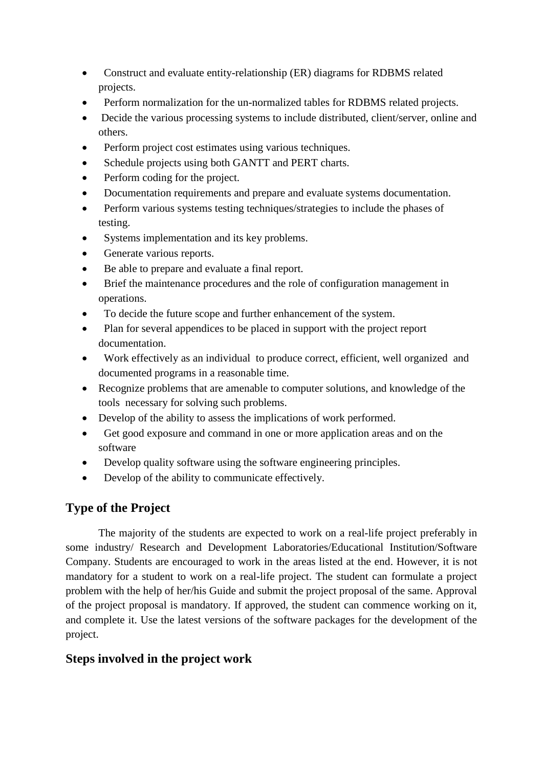- Construct and evaluate entity-relationship (ER) diagrams for RDBMS related projects.
- Perform normalization for the un-normalized tables for RDBMS related projects.
- Decide the various processing systems to include distributed, client/server, online and others.
- Perform project cost estimates using various techniques.
- Schedule projects using both GANTT and PERT charts.
- Perform coding for the project.
- Documentation requirements and prepare and evaluate systems documentation.
- Perform various systems testing techniques/strategies to include the phases of testing.
- Systems implementation and its key problems.
- Generate various reports.
- Be able to prepare and evaluate a final report.
- Brief the maintenance procedures and the role of configuration management in operations.
- To decide the future scope and further enhancement of the system.
- Plan for several appendices to be placed in support with the project report documentation.
- Work effectively as an individual to produce correct, efficient, well organized and documented programs in a reasonable time.
- Recognize problems that are amenable to computer solutions, and knowledge of the tools necessary for solving such problems.
- Develop of the ability to assess the implications of work performed.
- Get good exposure and command in one or more application areas and on the software
- Develop quality software using the software engineering principles.
- Develop of the ability to communicate effectively.

## Type of the Project

The majority of the students are expected to work on a real-life project preferably in some industry/ Research and Development Laboratories/Educational Institution/Software Company. Students are encouraged to work in the areas listed at the end. However, it is not mandatory for a student to work on a real-life project. The student can formulate a project problem with the help of her/his Guide and submit the project proposal of the same. Approval of the project proposal is mandatory. If approved, the student can commence working on it, and complete it. Use the latest versions of the software packages for the development of the project.

## Steps involved in the project work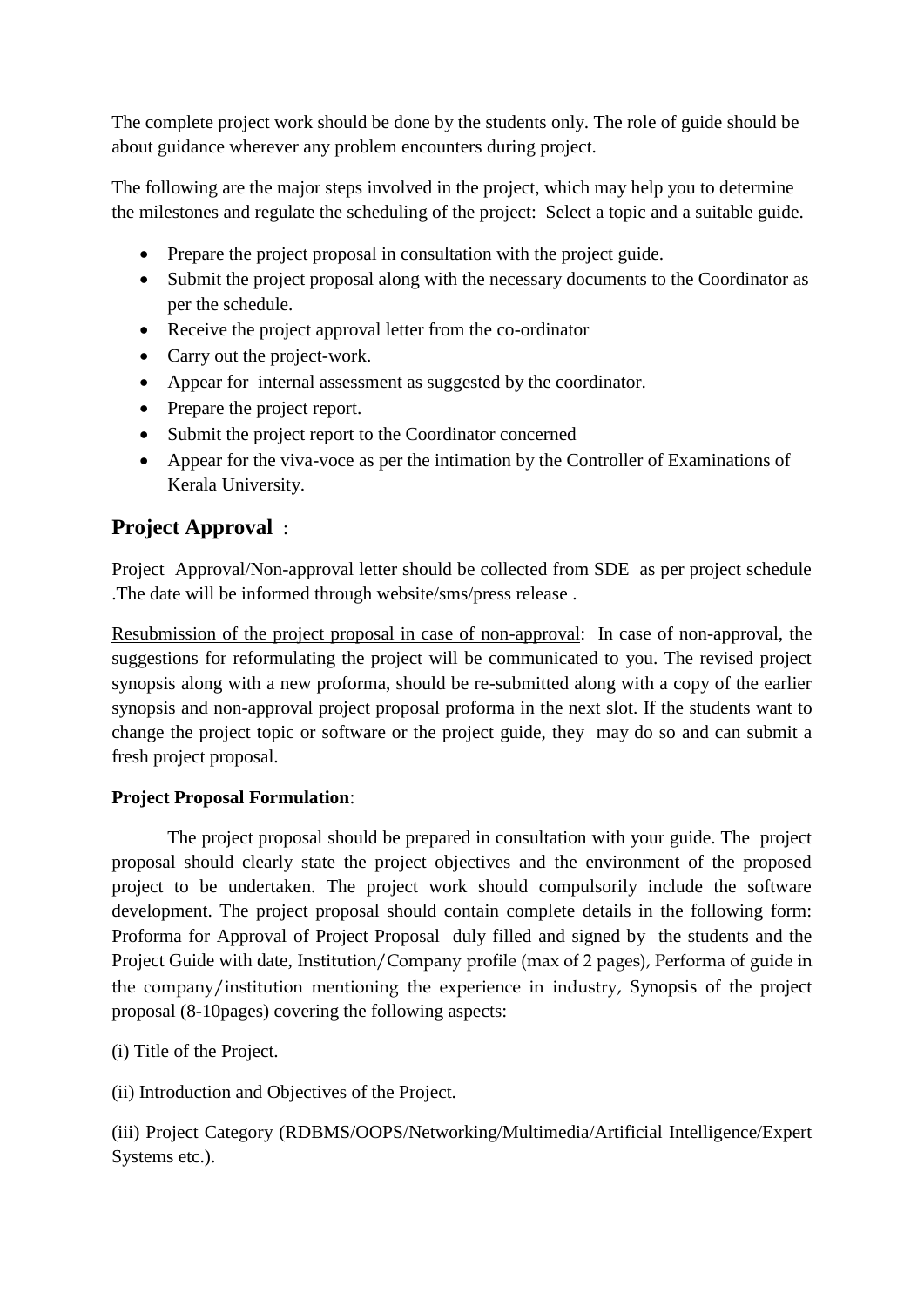The complete project work should be done by the students only. The role of guide should be about guidance wherever any problem encounters during project.

The following are the major steps involved in the project, which may help you to determine the milestones and regulate the scheduling of the project: Select a topic and a suitable guide.

- Prepare the project proposal in consultation with the project guide.
- Submit the project proposal along with the necessary documents to the Coordinator as per the schedule.
- Receive the project approval letter from the co-ordinator
- Carry out the project-work.
- Appear for internal assessment as suggested by the coordinator.
- Prepare the project report.
- Submit the project report to the Coordinator concerned
- Appear for the viva-voce as per the intimation by the Controller of Examinations of Kerala University.

## Project Approval :

Project Approval/Non-approval letter should be collected from SDE as per project schedule .The date will be informed through website/sms/press release .

Resubmission of the project proposal in case of non-approval: In case of non-approval, the suggestions for reformulating the project will be communicated to you. The revised project synopsis along with a new proforma, should be re-submitted along with a copy of the earlier synopsis and non-approval project proposal proforma in the next slot. If the students want to change the project topic or software or the project guide, they may do so and can submit a fresh project proposal.

**Project Proposal Formulation**:

The project proposal should be prepared in consultation with your guide. The project proposal should clearly state the project objectives and the environment of the proposed project to be undertaken. The project work should compulsorily include the software development. The project proposal should contain complete details in the following form: Proforma for Approval of Project Proposal duly filled and signed by the students and the Project Guide with date, Institution/Company profile (max of 2 pages), Performa of guide in the company/institution mentioning the experience in industry, Synopsis of the project proposal (8-10pages) covering the following aspects:

(i) Title of the Project.

(ii) Introduction and Objectives of the Project.

(iii) Project Category (RDBMS/OOPS/Networking/Multimedia/Artificial Intelligence/Expert Systems etc.).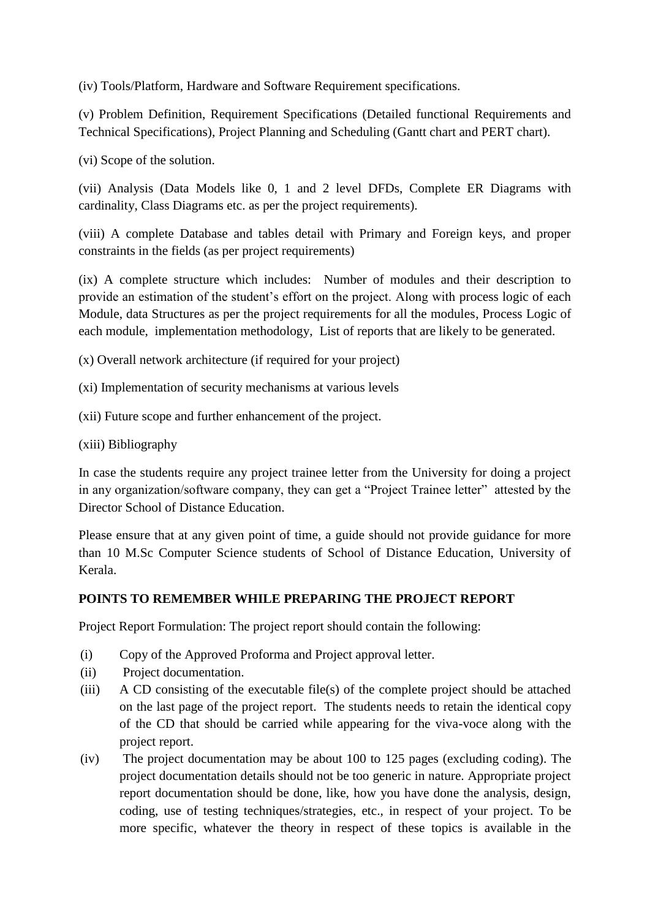(iv) Tools/Platform, Hardware and Software Requirement specifications.

(v) Problem Definition, Requirement Specifications (Detailed functional Requirements and Technical Specifications), Project Planning and Scheduling (Gantt chart and PERT chart).

(vi) Scope of the solution.

(vii) Analysis (Data Models like 0, 1 and 2 level DFDs, Complete ER Diagrams with cardinality, Class Diagrams etc. as per the project requirements).

(viii) A complete Database and tables detail with Primary and Foreign keys, and proper constraints in the fields (as per project requirements)

(ix) A complete structure which includes: Number of modules and their description to provide an estimation of the student's effort on the project. Along with process logic of each Module, data Structures as per the project requirements for all the modules, Process Logic of each module, implementation methodology, List of reports that are likely to be generated.

(x) Overall network architecture (if required for your project)

(xi) Implementation of security mechanisms at various levels

(xii) Future scope and further enhancement of the project.

(xiii) Bibliography

In case the students require any project trainee letter from the University for doing a project in any organization/software company, they can get a "Project Trainee letter" attested by the Director School of Distance Education.

Please ensure that at any given point of time, a guide should not provide guidance for more than 10 M.Sc Computer Science students of School of Distance Education, University of Kerala.

**POINTS TO REMEMBER WHILE PREPARING THE PROJECT REPORT**

Project Report Formulation: The project report should contain the following:

(i) Copy of the Approved Proforma and Project approval letter.

(ii) Project documentation.

(iii) A CD consisting of the executable file(s) of the complete project should be attached on the last page of the project report. The students needs to retain the identical copy of the CD that should be carried while appearing for the viva-voce along with the project report.

(iv) The project documentation may be about 100 to 125 pages (excluding coding). The project documentation details should not be too generic in nature. Appropriate project report documentation should be done, like, how you have done the analysis, design, coding, use of testing techniques/strategies, etc., in respect of your project. To be more specific, whatever the theory in respect of these topics is available in the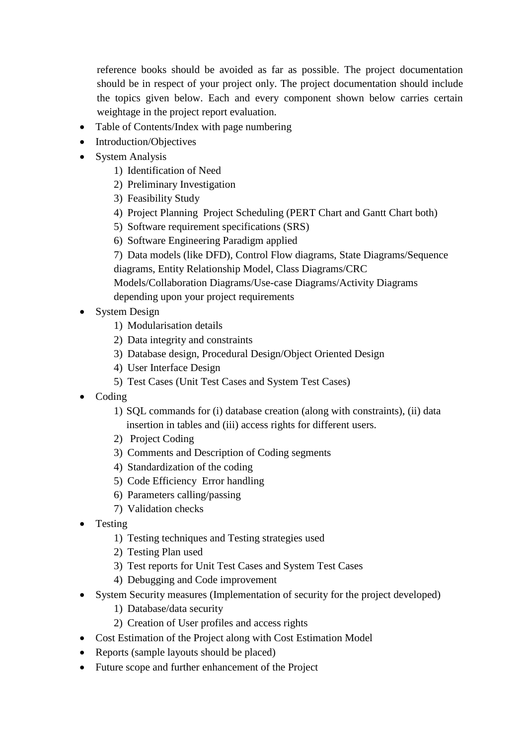reference books should be avoided as far as possible. The project documentation should be in respect of your project only. The project documentation should include the topics given below. Each and every component shown below carries certain weightage in the project report evaluation.

- Table of Contents/Index with page numbering
- Introduction/Objectives
- System Analysis
    1) Identification of Need
    2) Preliminary Investigation
    3) Feasibility Study
    4) Project Planning  Project Scheduling (PERT Chart and Gantt Chart both)
    5) Software requirement specifications (SRS)
    6) Software Engineering Paradigm applied
    7) Data models (like DFD), Control Flow diagrams, State Diagrams/Sequence diagrams, Entity Relationship Model, Class Diagrams/CRC Models/Collaboration Diagrams/Use-case Diagrams/Activity Diagrams depending upon your project requirements
- System Design
    1) Modularisation details
    2) Data integrity and constraints
    3) Database design, Procedural Design/Object Oriented Design
    4) User Interface Design
    5) Test Cases (Unit Test Cases and System Test Cases)
- Coding
    1) SQL commands for (i) database creation (along with constraints), (ii) data insertion in tables and (iii) access rights for different users.
    2) Project Coding
    3) Comments and Description of Coding segments
    4) Standardization of the coding
    5) Code Efficiency  Error handling
    6) Parameters calling/passing
    7) Validation checks
- Testing
    1) Testing techniques and Testing strategies used
    2) Testing Plan used
    3) Test reports for Unit Test Cases and System Test Cases
    4) Debugging and Code improvement
- System Security measures (Implementation of security for the project developed)
    1) Database/data security
    2) Creation of User profiles and access rights
- Cost Estimation of the Project along with Cost Estimation Model
- Reports (sample layouts should be placed)
- Future scope and further enhancement of the Project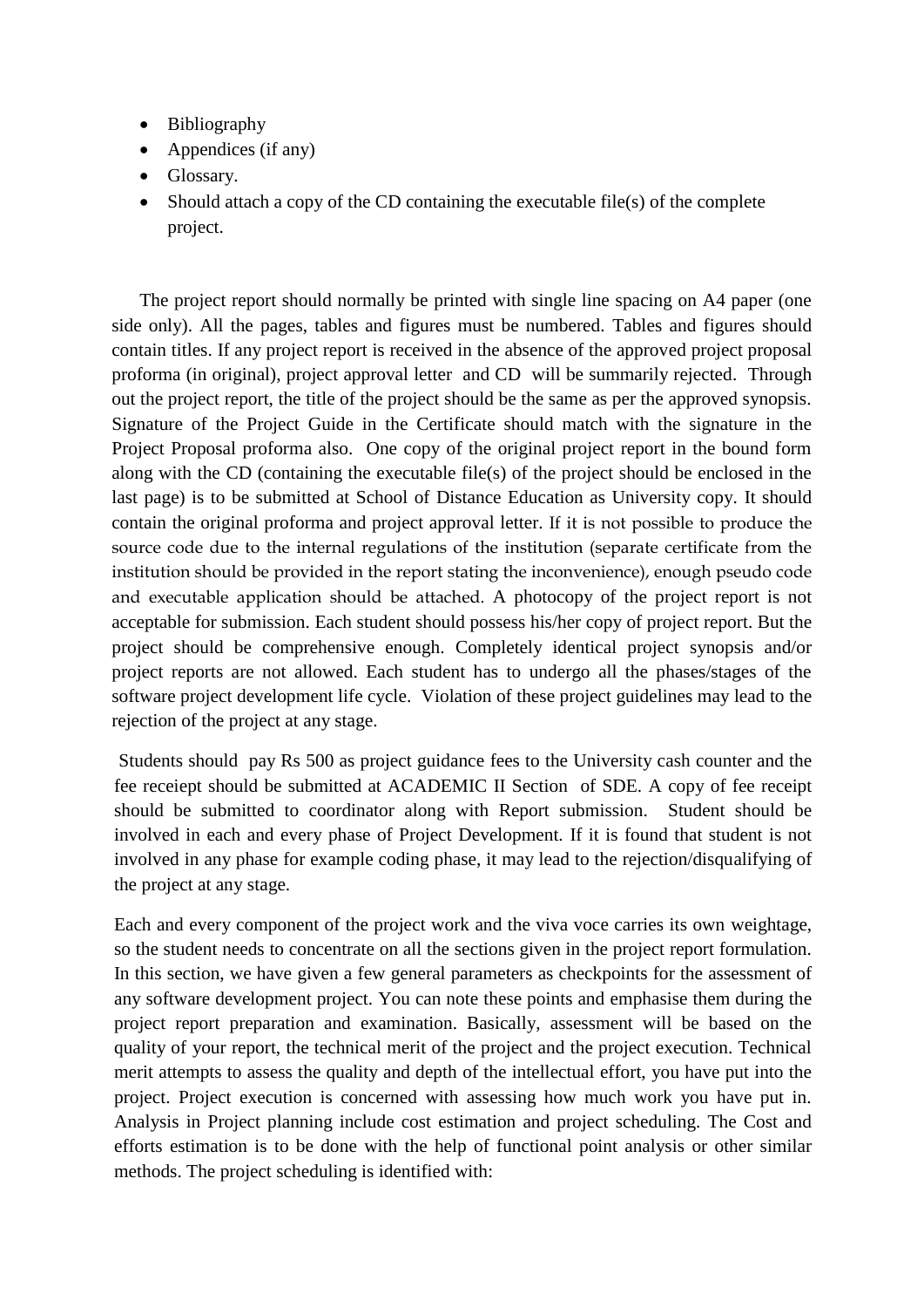- Bibliography
- Appendices (if any)
- Glossary.
- Should attach a copy of the CD containing the executable file(s) of the complete project.

The project report should normally be printed with single line spacing on A4 paper (one side only). All the pages, tables and figures must be numbered. Tables and figures should contain titles. If any project report is received in the absence of the approved project proposal proforma (in original), project approval letter and CD will be summarily rejected. Through out the project report, the title of the project should be the same as per the approved synopsis. Signature of the Project Guide in the Certificate should match with the signature in the Project Proposal proforma also. One copy of the original project report in the bound form along with the CD (containing the executable file(s) of the project should be enclosed in the last page) is to be submitted at School of Distance Education as University copy. It should contain the original proforma and project approval letter. If it is not possible to produce the source code due to the internal regulations of the institution (separate certificate from the institution should be provided in the report stating the inconvenience), enough pseudo code and executable application should be attached. A photocopy of the project report is not acceptable for submission. Each student should possess his/her copy of project report. But the project should be comprehensive enough. Completely identical project synopsis and/or project reports are not allowed. Each student has to undergo all the phases/stages of the software project development life cycle. Violation of these project guidelines may lead to the rejection of the project at any stage.

Students should pay Rs 500 as project guidance fees to the University cash counter and the fee receiept should be submitted at ACADEMIC II Section of SDE. A copy of fee receipt should be submitted to coordinator along with Report submission. Student should be involved in each and every phase of Project Development. If it is found that student is not involved in any phase for example coding phase, it may lead to the rejection/disqualifying of the project at any stage.

Each and every component of the project work and the viva voce carries its own weightage, so the student needs to concentrate on all the sections given in the project report formulation. In this section, we have given a few general parameters as checkpoints for the assessment of any software development project. You can note these points and emphasise them during the project report preparation and examination. Basically, assessment will be based on the quality of your report, the technical merit of the project and the project execution. Technical merit attempts to assess the quality and depth of the intellectual effort, you have put into the project. Project execution is concerned with assessing how much work you have put in. Analysis in Project planning include cost estimation and project scheduling. The Cost and efforts estimation is to be done with the help of functional point analysis or other similar methods. The project scheduling is identified with: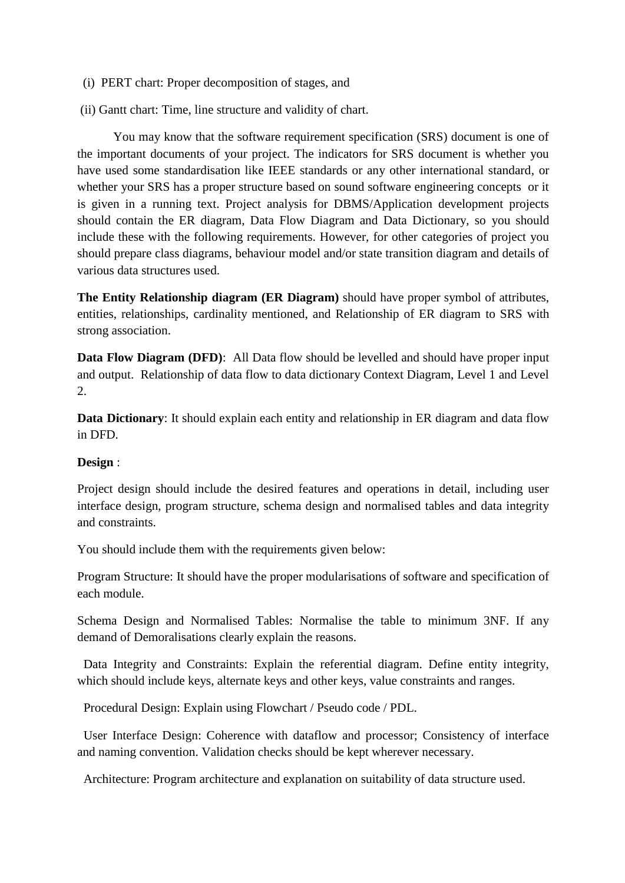(i) PERT chart: Proper decomposition of stages, and

(ii) Gantt chart: Time, line structure and validity of chart.

You may know that the software requirement specification (SRS) document is one of the important documents of your project. The indicators for SRS document is whether you have used some standardisation like IEEE standards or any other international standard, or whether your SRS has a proper structure based on sound software engineering concepts or it is given in a running text. Project analysis for DBMS/Application development projects should contain the ER diagram, Data Flow Diagram and Data Dictionary, so you should include these with the following requirements. However, for other categories of project you should prepare class diagrams, behaviour model and/or state transition diagram and details of various data structures used.

**The Entity Relationship diagram (ER Diagram)** should have proper symbol of attributes, entities, relationships, cardinality mentioned, and Relationship of ER diagram to SRS with strong association.

**Data Flow Diagram (DFD)**: All Data flow should be levelled and should have proper input and output. Relationship of data flow to data dictionary Context Diagram, Level 1 and Level 2.

**Data Dictionary**: It should explain each entity and relationship in ER diagram and data flow in DFD.

**Design** :

Project design should include the desired features and operations in detail, including user interface design, program structure, schema design and normalised tables and data integrity and constraints.

You should include them with the requirements given below:

Program Structure: It should have the proper modularisations of software and specification of each module.

Schema Design and Normalised Tables: Normalise the table to minimum 3NF. If any demand of Demoralisations clearly explain the reasons.

Data Integrity and Constraints: Explain the referential diagram. Define entity integrity, which should include keys, alternate keys and other keys, value constraints and ranges.

Procedural Design: Explain using Flowchart / Pseudo code / PDL.

User Interface Design: Coherence with dataflow and processor; Consistency of interface and naming convention. Validation checks should be kept wherever necessary.

Architecture: Program architecture and explanation on suitability of data structure used.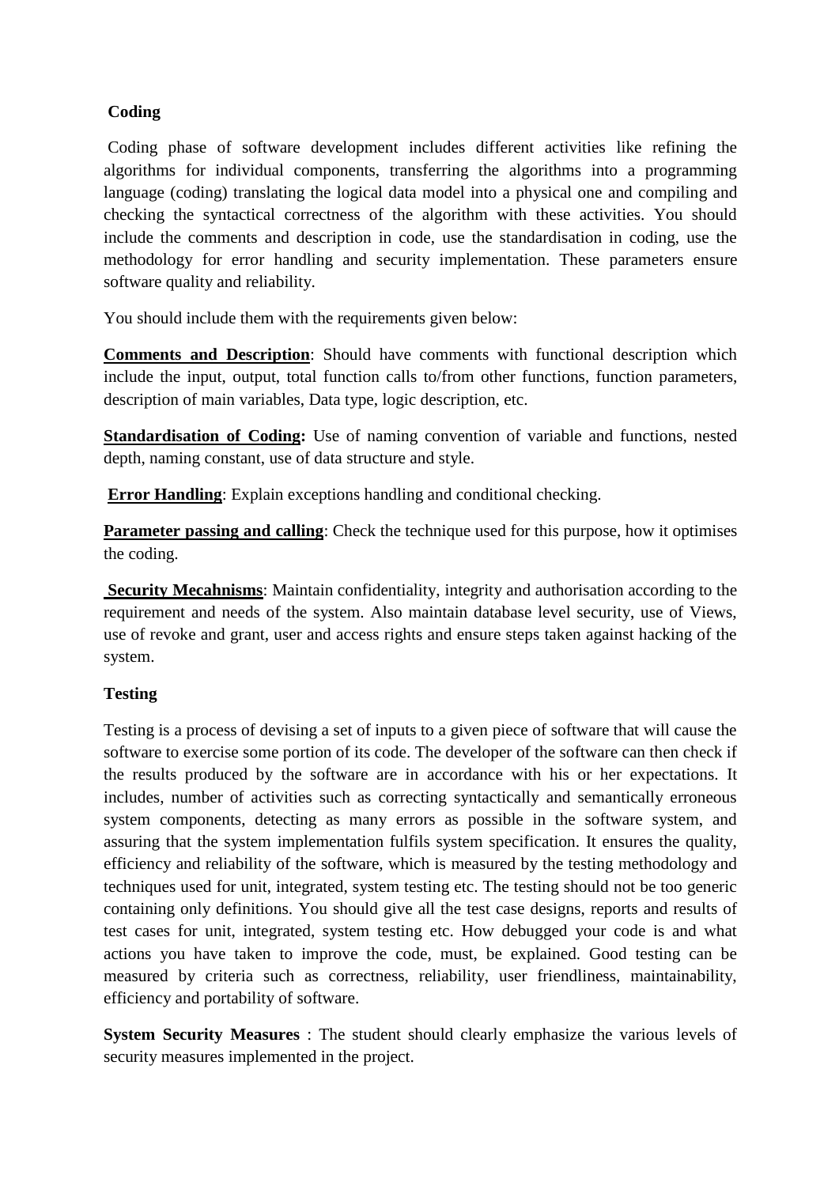**Coding**

Coding phase of software development includes different activities like refining the algorithms for individual components, transferring the algorithms into a programming language (coding) translating the logical data model into a physical one and compiling and checking the syntactical correctness of the algorithm with these activities. You should include the comments and description in code, use the standardisation in coding, use the methodology for error handling and security implementation. These parameters ensure software quality and reliability.

You should include them with the requirements given below:

**Comments and Description**: Should have comments with functional description which include the input, output, total function calls to/from other functions, function parameters, description of main variables, Data type, logic description, etc.

**Standardisation of Coding:** Use of naming convention of variable and functions, nested depth, naming constant, use of data structure and style.

**Error Handling**: Explain exceptions handling and conditional checking.

**Parameter passing and calling**: Check the technique used for this purpose, how it optimises the coding.

**Security Mecahnisms**: Maintain confidentiality, integrity and authorisation according to the requirement and needs of the system. Also maintain database level security, use of Views, use of revoke and grant, user and access rights and ensure steps taken against hacking of the system.

**Testing**

Testing is a process of devising a set of inputs to a given piece of software that will cause the software to exercise some portion of its code. The developer of the software can then check if the results produced by the software are in accordance with his or her expectations. It includes, number of activities such as correcting syntactically and semantically erroneous system components, detecting as many errors as possible in the software system, and assuring that the system implementation fulfils system specification. It ensures the quality, efficiency and reliability of the software, which is measured by the testing methodology and techniques used for unit, integrated, system testing etc. The testing should not be too generic containing only definitions. You should give all the test case designs, reports and results of test cases for unit, integrated, system testing etc. How debugged your code is and what actions you have taken to improve the code, must, be explained. Good testing can be measured by criteria such as correctness, reliability, user friendliness, maintainability, efficiency and portability of software.

**System Security Measures** : The student should clearly emphasize the various levels of security measures implemented in the project.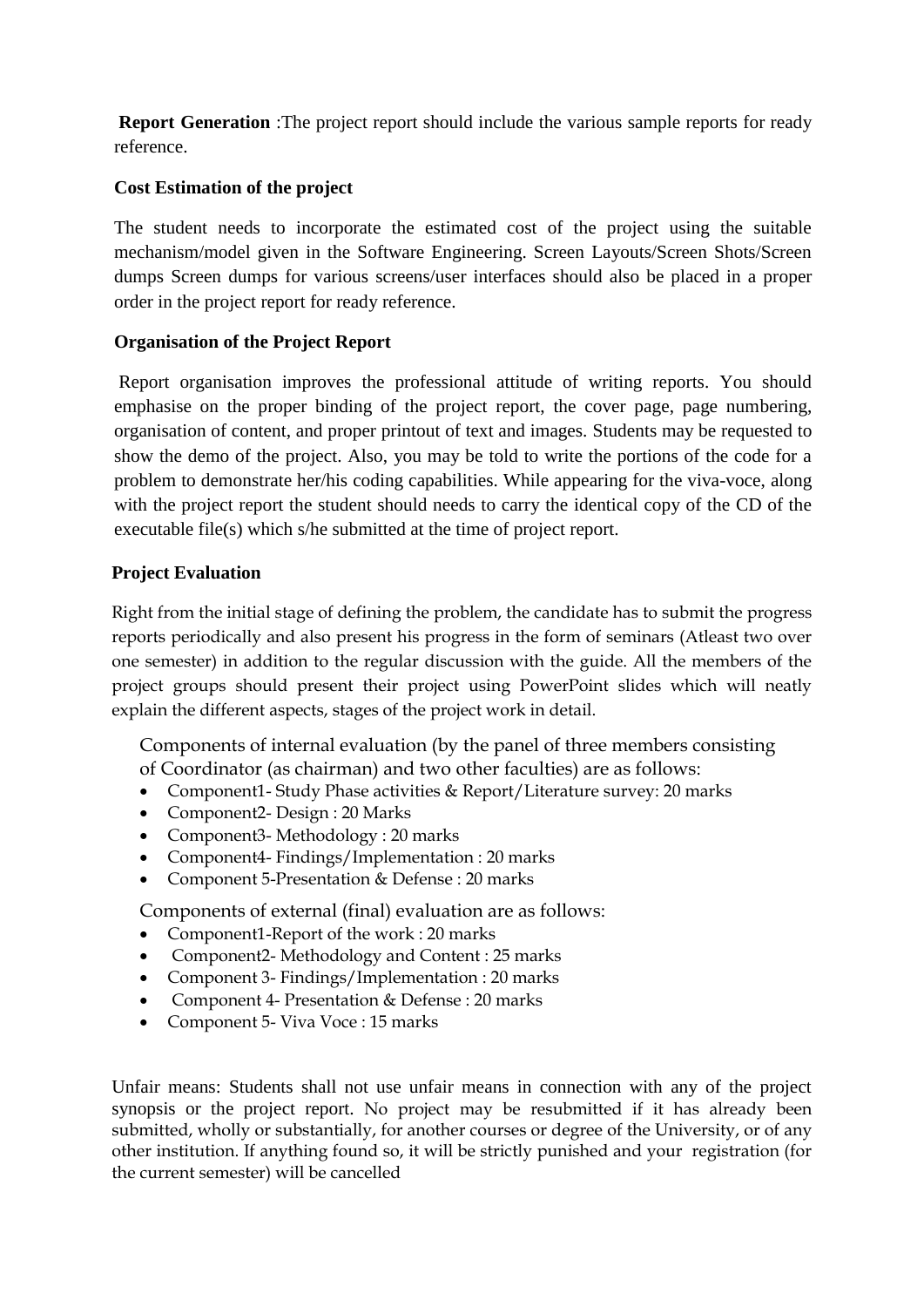**Report Generation** :The project report should include the various sample reports for ready reference.

**Cost Estimation of the project**

The student needs to incorporate the estimated cost of the project using the suitable mechanism/model given in the Software Engineering. Screen Layouts/Screen Shots/Screen dumps Screen dumps for various screens/user interfaces should also be placed in a proper order in the project report for ready reference.

**Organisation of the Project Report**

Report organisation improves the professional attitude of writing reports. You should emphasise on the proper binding of the project report, the cover page, page numbering, organisation of content, and proper printout of text and images. Students may be requested to show the demo of the project. Also, you may be told to write the portions of the code for a problem to demonstrate her/his coding capabilities. While appearing for the viva-voce, along with the project report the student should needs to carry the identical copy of the CD of the executable file(s) which s/he submitted at the time of project report.

**Project Evaluation**

Right from the initial stage of defining the problem, the candidate has to submit the progress reports periodically and also present his progress in the form of seminars (Atleast two over one semester) in addition to the regular discussion with the guide. All the members of the project groups should present their project using PowerPoint slides which will neatly explain the different aspects, stages of the project work in detail.

Components of internal evaluation (by the panel of three members consisting of Coordinator (as chairman) and two other faculties) are as follows:

- Component1- Study Phase activities & Report/Literature survey: 20 marks
- Component2- Design : 20 Marks
- Component3- Methodology : 20 marks
- Component4- Findings/Implementation : 20 marks
- Component 5-Presentation & Defense : 20 marks

Components of external (final) evaluation are as follows:

- Component1-Report of the work : 20 marks
- Component2- Methodology and Content : 25 marks
- Component 3- Findings/Implementation : 20 marks
- Component 4- Presentation & Defense : 20 marks
- Component 5- Viva Voce : 15 marks

Unfair means: Students shall not use unfair means in connection with any of the project synopsis or the project report. No project may be resubmitted if it has already been submitted, wholly or substantially, for another courses or degree of the University, or of any other institution. If anything found so, it will be strictly punished and your registration (for the current semester) will be cancelled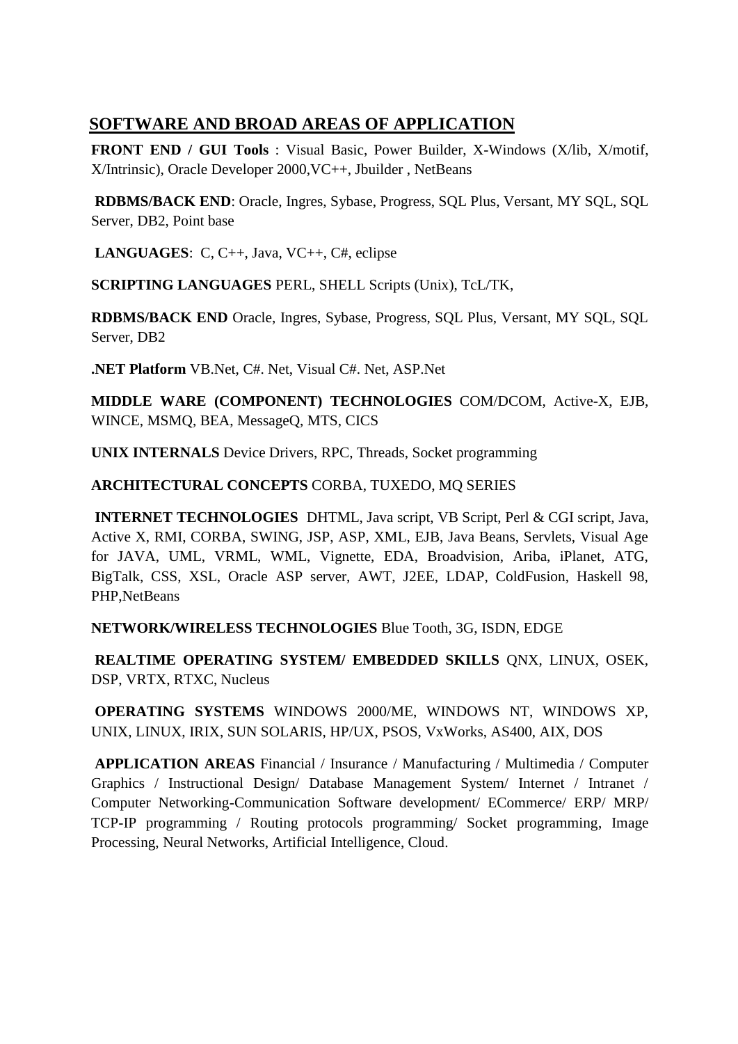## SOFTWARE AND BROAD AREAS OF APPLICATION

**FRONT END / GUI Tools** : Visual Basic, Power Builder, X-Windows (X/lib, X/motif, X/Intrinsic), Oracle Developer 2000,VC++, Jbuilder , NetBeans

**RDBMS/BACK END**: Oracle, Ingres, Sybase, Progress, SQL Plus, Versant, MY SQL, SQL Server, DB2, Point base

**LANGUAGES**: C, C++, Java, VC++, C#, eclipse

**SCRIPTING LANGUAGES** PERL, SHELL Scripts (Unix), TcL/TK,

**RDBMS/BACK END** Oracle, Ingres, Sybase, Progress, SQL Plus, Versant, MY SQL, SQL Server, DB2

**.NET Platform** VB.Net, C#. Net, Visual C#. Net, ASP.Net

**MIDDLE WARE (COMPONENT) TECHNOLOGIES** COM/DCOM, Active-X, EJB, WINCE, MSMQ, BEA, MessageQ, MTS, CICS

**UNIX INTERNALS** Device Drivers, RPC, Threads, Socket programming

**ARCHITECTURAL CONCEPTS** CORBA, TUXEDO, MQ SERIES

**INTERNET TECHNOLOGIES** DHTML, Java script, VB Script, Perl & CGI script, Java, Active X, RMI, CORBA, SWING, JSP, ASP, XML, EJB, Java Beans, Servlets, Visual Age for JAVA, UML, VRML, WML, Vignette, EDA, Broadvision, Ariba, iPlanet, ATG, BigTalk, CSS, XSL, Oracle ASP server, AWT, J2EE, LDAP, ColdFusion, Haskell 98, PHP,NetBeans

**NETWORK/WIRELESS TECHNOLOGIES** Blue Tooth, 3G, ISDN, EDGE

**REALTIME OPERATING SYSTEM/ EMBEDDED SKILLS** QNX, LINUX, OSEK, DSP, VRTX, RTXC, Nucleus

**OPERATING SYSTEMS** WINDOWS 2000/ME, WINDOWS NT, WINDOWS XP, UNIX, LINUX, IRIX, SUN SOLARIS, HP/UX, PSOS, VxWorks, AS400, AIX, DOS

**APPLICATION AREAS** Financial / Insurance / Manufacturing / Multimedia / Computer Graphics / Instructional Design/ Database Management System/ Internet / Intranet / Computer Networking-Communication Software development/ ECommerce/ ERP/ MRP/ TCP-IP programming / Routing protocols programming/ Socket programming, Image Processing, Neural Networks, Artificial Intelligence, Cloud.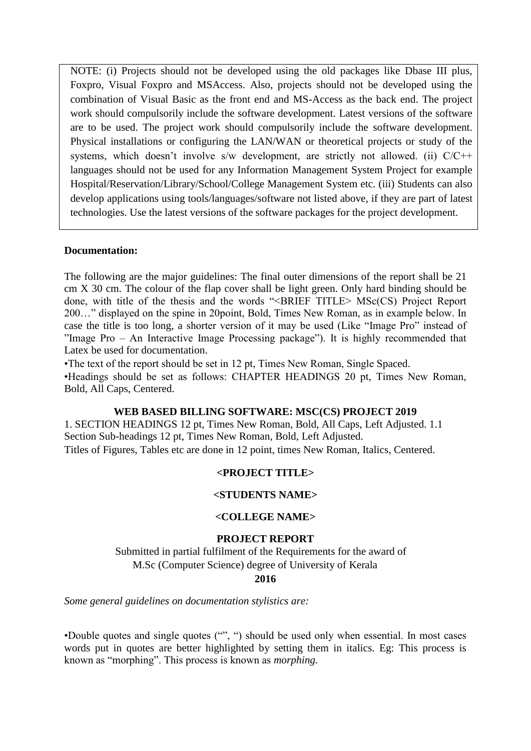NOTE: (i) Projects should not be developed using the old packages like Dbase III plus, Foxpro, Visual Foxpro and MSAccess. Also, projects should not be developed using the combination of Visual Basic as the front end and MS-Access as the back end. The project work should compulsorily include the software development. Latest versions of the software are to be used. The project work should compulsorily include the software development. Physical installations or configuring the LAN/WAN or theoretical projects or study of the systems, which doesn't involve s/w development, are strictly not allowed. (ii) C/C++ languages should not be used for any Information Management System Project for example Hospital/Reservation/Library/School/College Management System etc. (iii) Students can also develop applications using tools/languages/software not listed above, if they are part of latest technologies. Use the latest versions of the software packages for the project development.

**Documentation:**

The following are the major guidelines: The final outer dimensions of the report shall be 21 cm X 30 cm. The colour of the flap cover shall be light green. Only hard binding should be done, with title of the thesis and the words "<BRIEF TITLE> MSc(CS) Project Report 200…" displayed on the spine in 20point, Bold, Times New Roman, as in example below. In case the title is too long, a shorter version of it may be used (Like "Image Pro" instead of "Image Pro – An Interactive Image Processing package"). It is highly recommended that Latex be used for documentation.

•The text of the report should be set in 12 pt, Times New Roman, Single Spaced.

•Headings should be set as follows: CHAPTER HEADINGS 20 pt, Times New Roman, Bold, All Caps, Centered.

**WEB BASED BILLING SOFTWARE: MSC(CS) PROJECT 2019**

1. SECTION HEADINGS 12 pt, Times New Roman, Bold, All Caps, Left Adjusted. 1.1 Section Sub-headings 12 pt, Times New Roman, Bold, Left Adjusted.

Titles of Figures, Tables etc are done in 12 point, times New Roman, Italics, Centered.

**<PROJECT TITLE>**

**<STUDENTS NAME>**

**<COLLEGE NAME>**

**PROJECT REPORT**

Submitted in partial fulfilment of the Requirements for the award of M.Sc (Computer Science) degree of University of Kerala

**2016**

*Some general guidelines on documentation stylistics are:*

•Double quotes and single quotes ("", ") should be used only when essential. In most cases words put in quotes are better highlighted by setting them in italics. Eg: This process is known as "morphing". This process is known as *morphing.*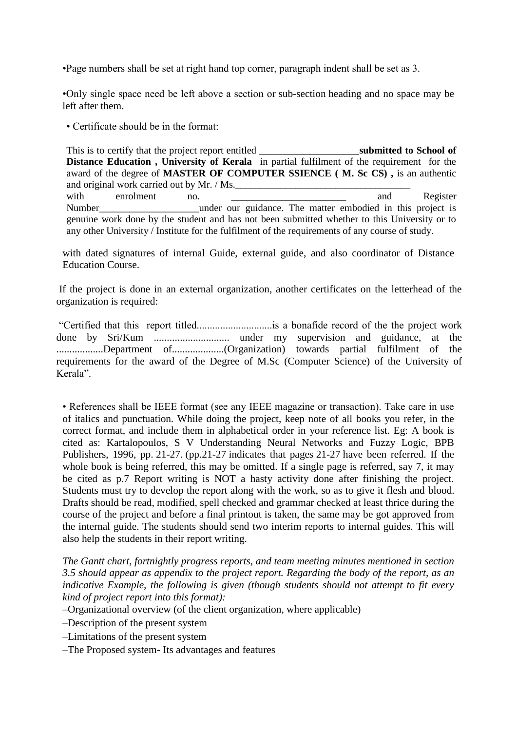•Page numbers shall be set at right hand top corner, paragraph indent shall be set as 3.

•Only single space need be left above a section or sub-section heading and no space may be left after them.

• Certificate should be in the format:

This is to certify that the project report entitled ____________________**submitted to School of Distance Education , University of Kerala** in partial fulfilment of the requirement for the award of the degree of **MASTER OF COMPUTER SSIENCE ( M. Sc CS) ,** is an authentic and original work carried out by Mr. / Ms.____________________________________ with enrolment no. ________________________ and Register Number____________________under our guidance. The matter embodied in this project is genuine work done by the student and has not been submitted whether to this University or to any other University / Institute for the fulfilment of the requirements of any course of study.

with dated signatures of internal Guide, external guide, and also coordinator of Distance Education Course.

If the project is done in an external organization, another certificates on the letterhead of the organization is required:

"Certified that this report titled............................is a bonafide record of the the project work done by Sri/Kum ............................ under my supervision and guidance, at the ..................Department of...................(Organization) towards partial fulfilment of the requirements for the award of the Degree of M.Sc (Computer Science) of the University of Kerala".

• References shall be IEEE format (see any IEEE magazine or transaction). Take care in use of italics and punctuation. While doing the project, keep note of all books you refer, in the correct format, and include them in alphabetical order in your reference list. Eg: A book is cited as: Kartalopoulos, S V Understanding Neural Networks and Fuzzy Logic, BPB Publishers, 1996, pp. 21-27. (pp.21-27 indicates that pages 21-27 have been referred. If the whole book is being referred, this may be omitted. If a single page is referred, say 7, it may be cited as p.7 Report writing is NOT a hasty activity done after finishing the project. Students must try to develop the report along with the work, so as to give it flesh and blood. Drafts should be read, modified, spell checked and grammar checked at least thrice during the course of the project and before a final printout is taken, the same may be got approved from the internal guide. The students should send two interim reports to internal guides. This will also help the students in their report writing.

*The Gantt chart, fortnightly progress reports, and team meeting minutes mentioned in section 3.5 should appear as appendix to the project report. Regarding the body of the report, as an indicative Example, the following is given (though students should not attempt to fit every kind of project report into this format):*

–Organizational overview (of the client organization, where applicable)

–Description of the present system

–Limitations of the present system

–The Proposed system- Its advantages and features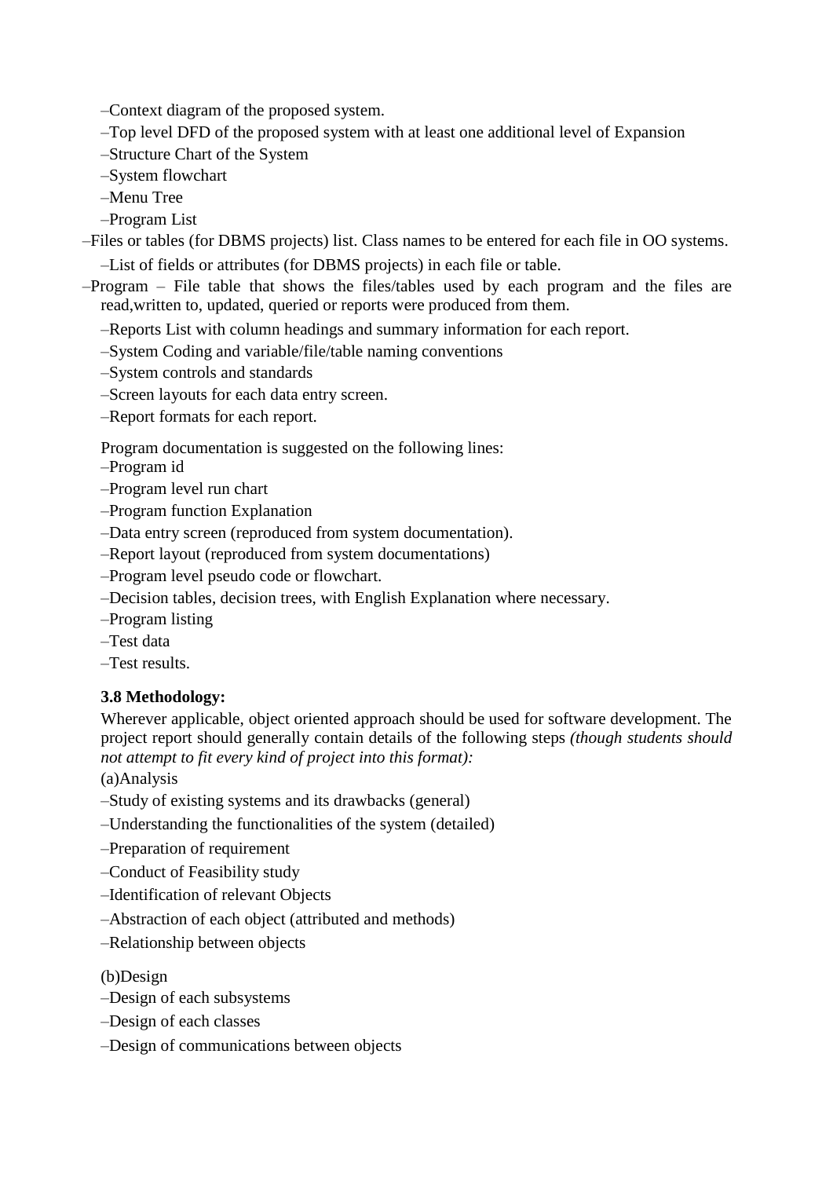–Context diagram of the proposed system.

–Top level DFD of the proposed system with at least one additional level of Expansion

–Structure Chart of the System

–System flowchart

–Menu Tree

–Program List

–Files or tables (for DBMS projects) list. Class names to be entered for each file in OO systems.

–List of fields or attributes (for DBMS projects) in each file or table.

–Program – File table that shows the files/tables used by each program and the files are read,written to, updated, queried or reports were produced from them.

–Reports List with column headings and summary information for each report.

–System Coding and variable/file/table naming conventions

–System controls and standards

–Screen layouts for each data entry screen.

–Report formats for each report.

Program documentation is suggested on the following lines:

–Program id

–Program level run chart

–Program function Explanation

–Data entry screen (reproduced from system documentation).

–Report layout (reproduced from system documentations)

–Program level pseudo code or flowchart.

–Decision tables, decision trees, with English Explanation where necessary.

–Program listing

–Test data

–Test results.

**3.8 Methodology:**

Wherever applicable, object oriented approach should be used for software development. The project report should generally contain details of the following steps *(though students should not attempt to fit every kind of project into this format):*

(a)Analysis

–Study of existing systems and its drawbacks (general)

–Understanding the functionalities of the system (detailed)

–Preparation of requirement

–Conduct of Feasibility study

–Identification of relevant Objects

–Abstraction of each object (attributed and methods)

–Relationship between objects

(b)Design

–Design of each subsystems

–Design of each classes

–Design of communications between objects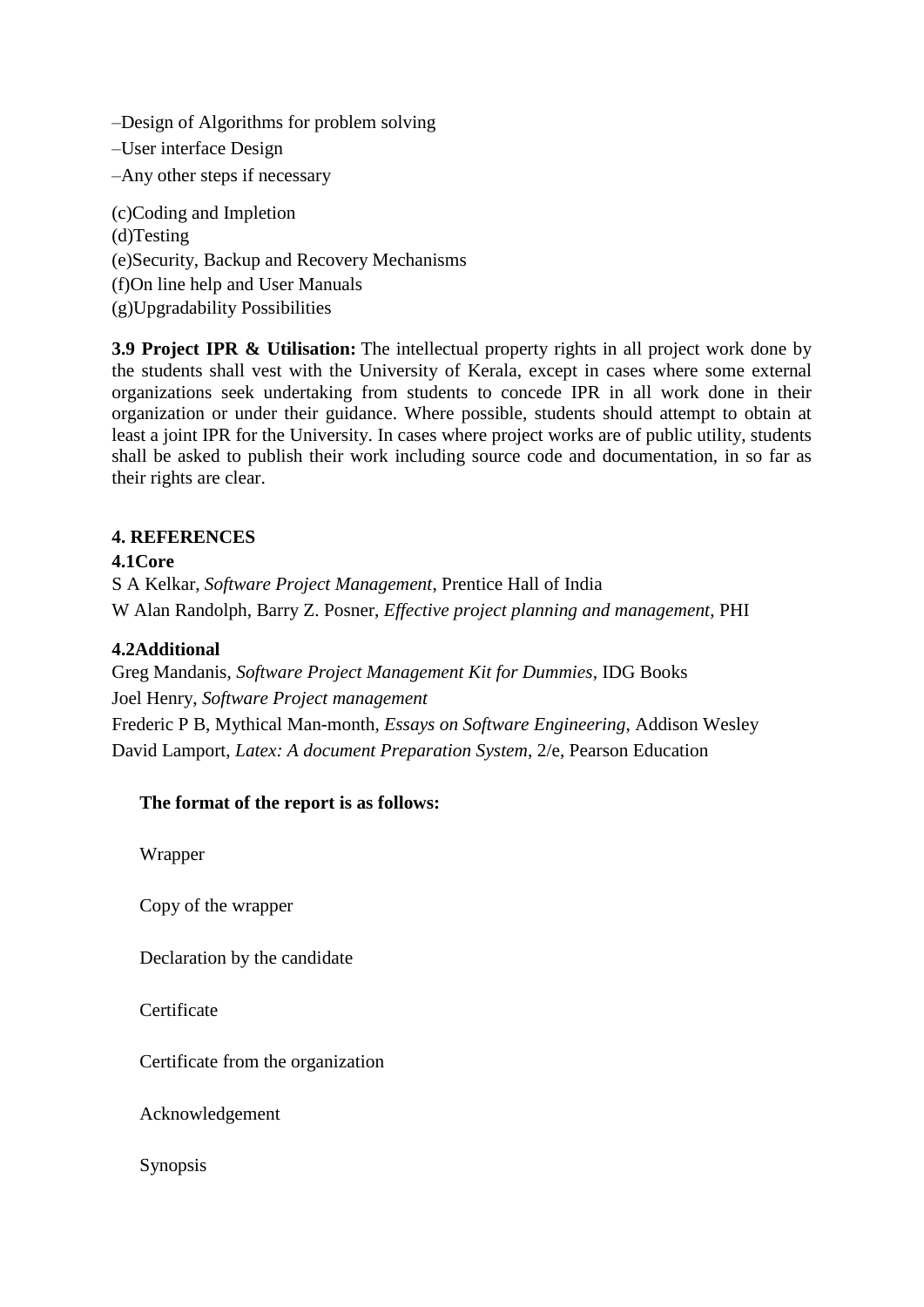–Design of Algorithms for problem solving

–User interface Design

–Any other steps if necessary

(c)Coding and Impletion
(d)Testing
(e)Security, Backup and Recovery Mechanisms
(f)On line help and User Manuals
(g)Upgradability Possibilities

**3.9 Project IPR & Utilisation:** The intellectual property rights in all project work done by the students shall vest with the University of Kerala, except in cases where some external organizations seek undertaking from students to concede IPR in all work done in their organization or under their guidance. Where possible, students should attempt to obtain at least a joint IPR for the University. In cases where project works are of public utility, students shall be asked to publish their work including source code and documentation, in so far as their rights are clear.

**4. REFERENCES**

**4.1Core**

S A Kelkar, *Software Project Management*, Prentice Hall of India

W Alan Randolph, Barry Z. Posner, *Effective project planning and management*, PHI

**4.2Additional**

Greg Mandanis, *Software Project Management Kit for Dummies*, IDG Books

Joel Henry, *Software Project management*

Frederic P B, Mythical Man-month, *Essays on Software Engineering*, Addison Wesley

David Lamport, *Latex: A document Preparation System*, 2/e, Pearson Education

**The format of the report is as follows:**

Wrapper

Copy of the wrapper

Declaration by the candidate

Certificate

Certificate from the organization

Acknowledgement

Synopsis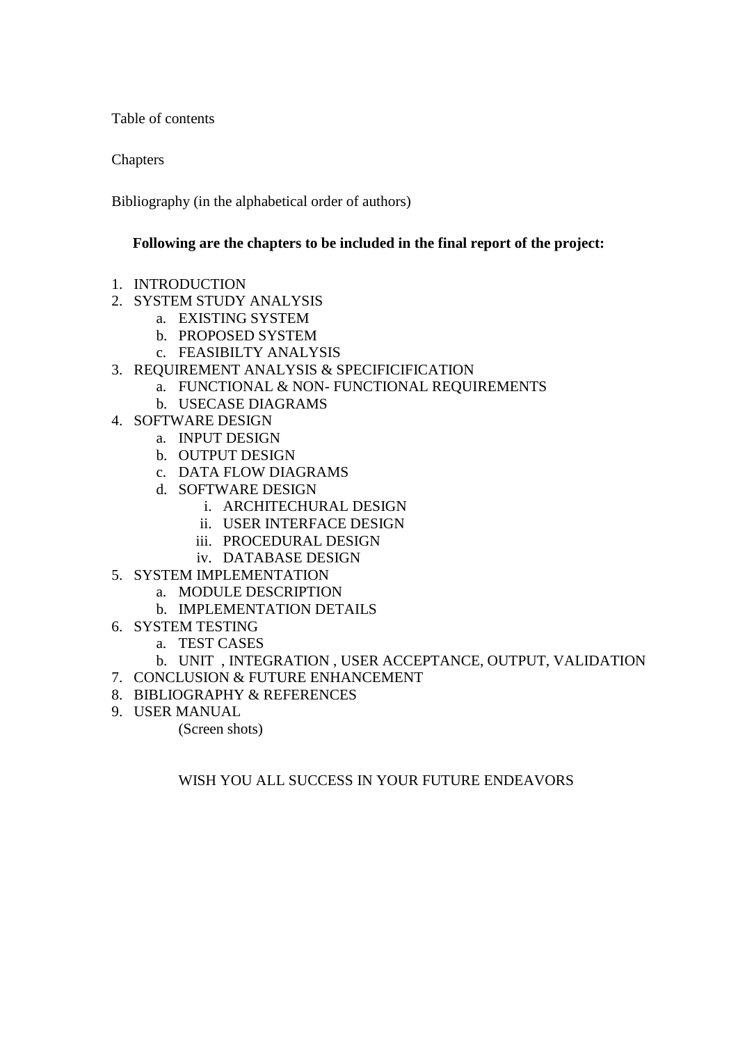Table of contents

Chapters

Bibliography (in the alphabetical order of authors)

**Following are the chapters to be included in the final report of the project:**

1. INTRODUCTION
2. SYSTEM STUDY ANALYSIS
    a. EXISTING SYSTEM
    b. PROPOSED SYSTEM
    c. FEASIBILTY ANALYSIS
3. REQUIREMENT ANALYSIS & SPECIFICIFICATION
    a. FUNCTIONAL & NON- FUNCTIONAL REQUIREMENTS
    b. USECASE DIAGRAMS
4. SOFTWARE DESIGN
    a. INPUT DESIGN
    b. OUTPUT DESIGN
    c. DATA FLOW DIAGRAMS
    d. SOFTWARE DESIGN
        i. ARCHITECHURAL DESIGN
        ii. USER INTERFACE DESIGN
        iii. PROCEDURAL DESIGN
        iv. DATABASE DESIGN
5. SYSTEM IMPLEMENTATION
    a. MODULE DESCRIPTION
    b. IMPLEMENTATION DETAILS
6. SYSTEM TESTING
    a. TEST CASES
    b. UNIT , INTEGRATION , USER ACCEPTANCE, OUTPUT, VALIDATION
7. CONCLUSION & FUTURE ENHANCEMENT
8. BIBLIOGRAPHY & REFERENCES
9. USER MANUAL
    (Screen shots)

WISH YOU ALL SUCCESS IN YOUR FUTURE ENDEAVORS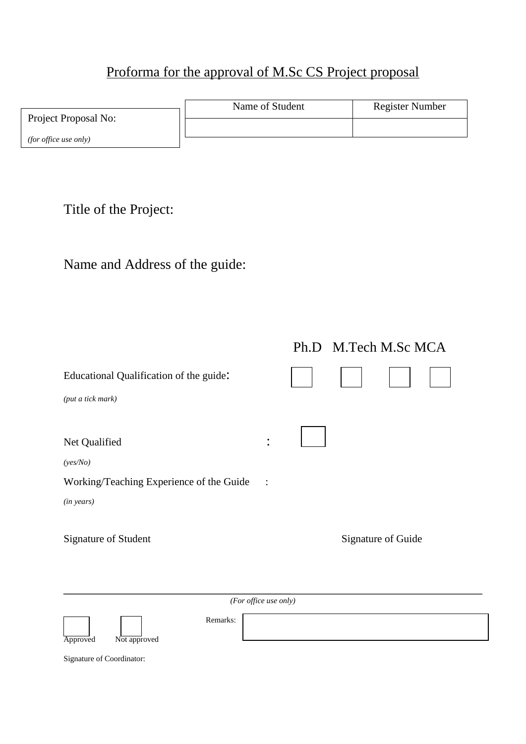# Proforma for the approval of M.Sc CS Project proposal

| Project Proposal No: *(for office use only)* | Name of Student | Register Number |
|---|---|---|
| | | |

Title of the Project:

Name and Address of the guide:

| | Ph.D | M.Tech | M.Sc | MCA |
|---|---|---|---|---|
| Educational Qualification of the guide: *(put a tick mark)* | ☐ | ☐ | ☐ | ☐ |

Net Qualified : ☐
*(yes/No)*

Working/Teaching Experience of the Guide :
*(in years)*

Signature of Student                                                    Signature of Guide

---

*(For office use only)*

☐ Approved    ☐ Not approved

Remarks:

Signature of Coordinator: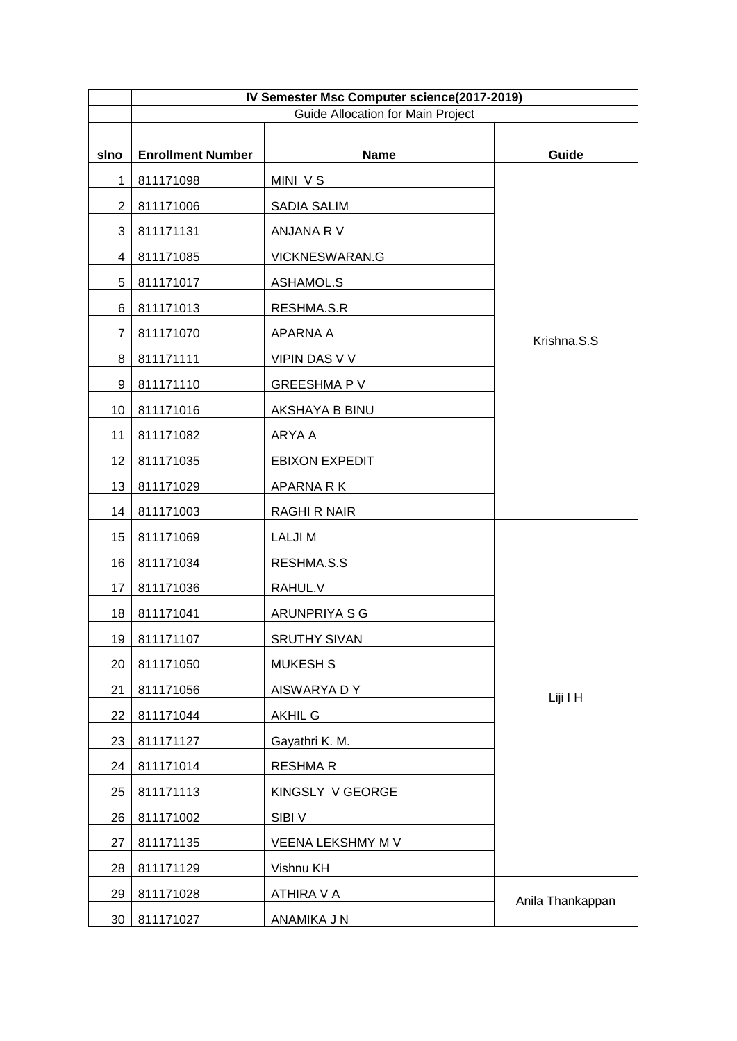| | IV Semester Msc Computer science(2017-2019) | | |
|---|---|---|---|
| | Guide Allocation for Main Project | | |
| **slno** | **Enrollment Number** | **Name** | **Guide** |
| 1 | 811171098 | MINI V S | Krishna.S.S |
| 2 | 811171006 | SADIA SALIM | |
| 3 | 811171131 | ANJANA R V | |
| 4 | 811171085 | VICKNESWARAN.G | |
| 5 | 811171017 | ASHAMOL.S | |
| 6 | 811171013 | RESHMA.S.R | |
| 7 | 811171070 | APARNA A | |
| 8 | 811171111 | VIPIN DAS V V | |
| 9 | 811171110 | GREESHMA P V | |
| 10 | 811171016 | AKSHAYA B BINU | |
| 11 | 811171082 | ARYA A | |
| 12 | 811171035 | EBIXON EXPEDIT | |
| 13 | 811171029 | APARNA R K | |
| 14 | 811171003 | RAGHI R NAIR | |
| 15 | 811171069 | LALJI M | Liji I H |
| 16 | 811171034 | RESHMA.S.S | |
| 17 | 811171036 | RAHUL.V | |
| 18 | 811171041 | ARUNPRIYA S G | |
| 19 | 811171107 | SRUTHY SIVAN | |
| 20 | 811171050 | MUKESH S | |
| 21 | 811171056 | AISWARYA D Y | |
| 22 | 811171044 | AKHIL G | |
| 23 | 811171127 | Gayathri K. M. | |
| 24 | 811171014 | RESHMA R | |
| 25 | 811171113 | KINGSLY V GEORGE | |
| 26 | 811171002 | SIBI V | |
| 27 | 811171135 | VEENA LEKSHMY M V | |
| 28 | 811171129 | Vishnu KH | |
| 29 | 811171028 | ATHIRA V A | Anila Thankappan |
| 30 | 811171027 | ANAMIKA J N | |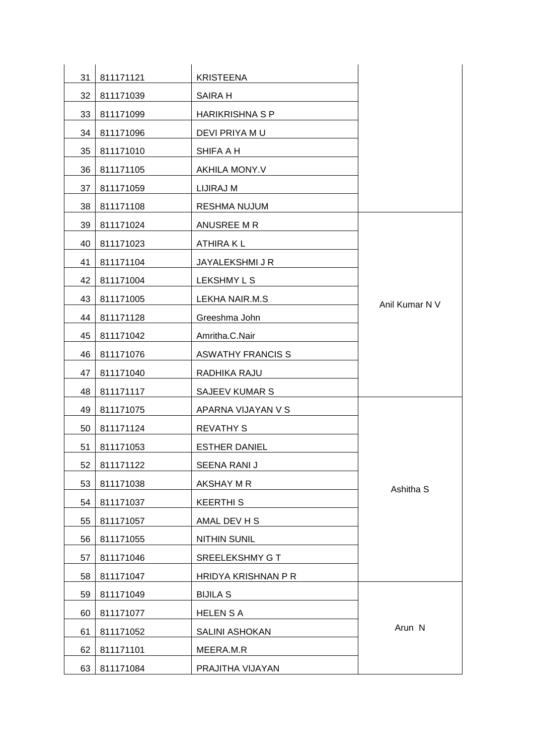| | | | |
|---|---|---|---|
| 31 | 811171121 | KRISTEENA | |
| 32 | 811171039 | SAIRA H | |
| 33 | 811171099 | HARIKRISHNA S P | |
| 34 | 811171096 | DEVI PRIYA M U | |
| 35 | 811171010 | SHIFA A H | |
| 36 | 811171105 | AKHILA MONY.V | |
| 37 | 811171059 | LIJIRAJ M | |
| 38 | 811171108 | RESHMA NUJUM | |
| 39 | 811171024 | ANUSREE M R | Anil Kumar N V |
| 40 | 811171023 | ATHIRA K L | |
| 41 | 811171104 | JAYALEKSHMI J R | |
| 42 | 811171004 | LEKSHMY L S | |
| 43 | 811171005 | LEKHA NAIR.M.S | |
| 44 | 811171128 | Greeshma John | |
| 45 | 811171042 | Amritha.C.Nair | |
| 46 | 811171076 | ASWATHY FRANCIS S | |
| 47 | 811171040 | RADHIKA RAJU | |
| 48 | 811171117 | SAJEEV KUMAR S | |
| 49 | 811171075 | APARNA VIJAYAN V S | Ashitha S |
| 50 | 811171124 | REVATHY S | |
| 51 | 811171053 | ESTHER DANIEL | |
| 52 | 811171122 | SEENA RANI J | |
| 53 | 811171038 | AKSHAY M R | |
| 54 | 811171037 | KEERTHI S | |
| 55 | 811171057 | AMAL DEV H S | |
| 56 | 811171055 | NITHIN SUNIL | |
| 57 | 811171046 | SREELEKSHMY G T | |
| 58 | 811171047 | HRIDYA KRISHNAN P R | |
| 59 | 811171049 | BIJILA S | Arun N |
| 60 | 811171077 | HELEN S A | |
| 61 | 811171052 | SALINI ASHOKAN | |
| 62 | 811171101 | MEERA.M.R | |
| 63 | 811171084 | PRAJITHA VIJAYAN | |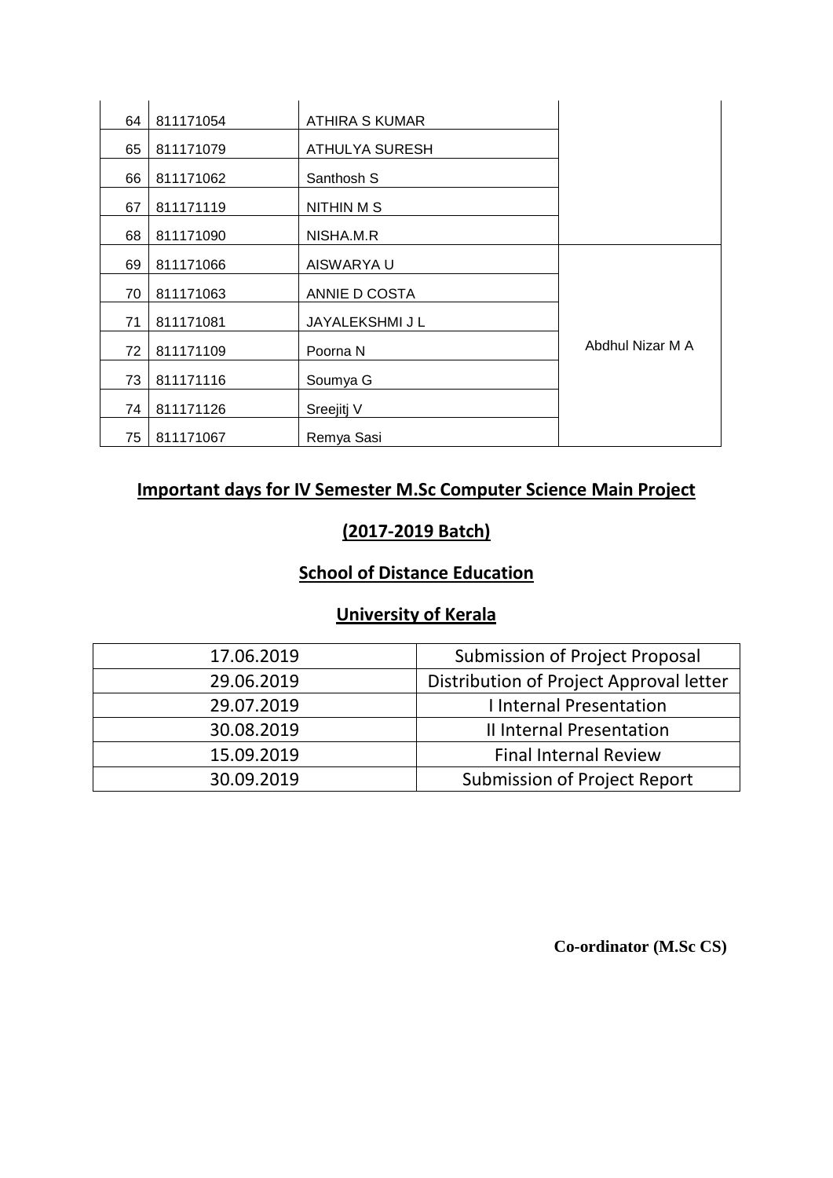| | | | |
|---|---|---|---|
| 64 | 811171054 | ATHIRA S KUMAR | |
| 65 | 811171079 | ATHULYA SURESH | |
| 66 | 811171062 | Santhosh S | |
| 67 | 811171119 | NITHIN M S | |
| 68 | 811171090 | NISHA.M.R | |
| 69 | 811171066 | AISWARYA U | Abdhul Nizar M A |
| 70 | 811171063 | ANNIE D COSTA | |
| 71 | 811171081 | JAYALEKSHMI J L | |
| 72 | 811171109 | Poorna N | |
| 73 | 811171116 | Soumya G | |
| 74 | 811171126 | Sreejitj V | |
| 75 | 811171067 | Remya Sasi | |

## Important days for IV Semester M.Sc Computer Science Main Project

## (2017-2019 Batch)

## School of Distance Education

## University of Kerala

| | |
|---|---|
| 17.06.2019 | Submission of Project Proposal |
| 29.06.2019 | Distribution of Project Approval letter |
| 29.07.2019 | I Internal Presentation |
| 30.08.2019 | II Internal Presentation |
| 15.09.2019 | Final Internal Review |
| 30.09.2019 | Submission of Project Report |

**Co-ordinator (M.Sc CS)**